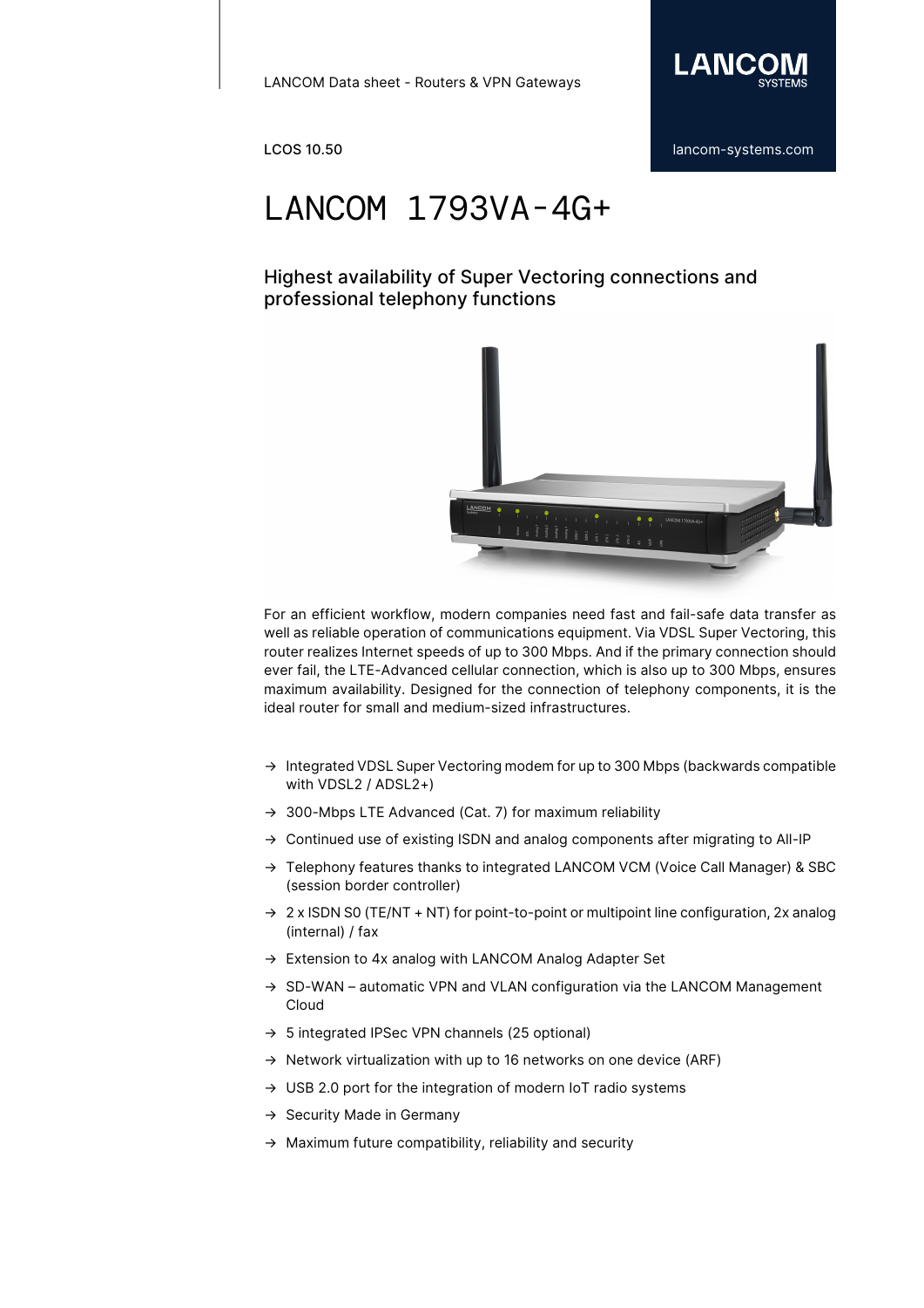LANCOM Data sheet - Routers & VPN Gateways

LCOS 10.50

lancom-systems.com

# LANCOM 1793VA-4G+

## Highest availability of Super Vectoring connections and professional telephony functions

For an efficient workflow, modern companies need fast and fail-safe data transfer as well as reliable operation of communications equipment. Via VDSL Super Vectoring, this router realizes Internet speeds of up to 300 Mbps. And if the primary connection should ever fail, the LTE-Advanced cellular connection, which is also up to 300 Mbps, ensures maximum availability. Designed for the connection of telephony components, it is the ideal router for small and medium-sized infrastructures.

- → Integrated VDSL Super Vectoring modem for up to 300 Mbps (backwards compatible with VDSL2 / ADSL2+)
- → 300-Mbps LTE Advanced (Cat. 7) for maximum reliability
- → Continued use of existing ISDN and analog components after migrating to All-IP
- → Telephony features thanks to integrated LANCOM VCM (Voice Call Manager) & SBC (session border controller)
- → 2 x ISDN S0 (TE/NT + NT) for point-to-point or multipoint line configuration, 2x analog (internal) / fax
- → Extension to 4x analog with LANCOM Analog Adapter Set
- → SD-WAN – automatic VPN and VLAN configuration via the LANCOM Management Cloud
- → 5 integrated IPSec VPN channels (25 optional)
- → Network virtualization with up to 16 networks on one device (ARF)
- → USB 2.0 port for the integration of modern IoT radio systems
- → Security Made in Germany
- → Maximum future compatibility, reliability and security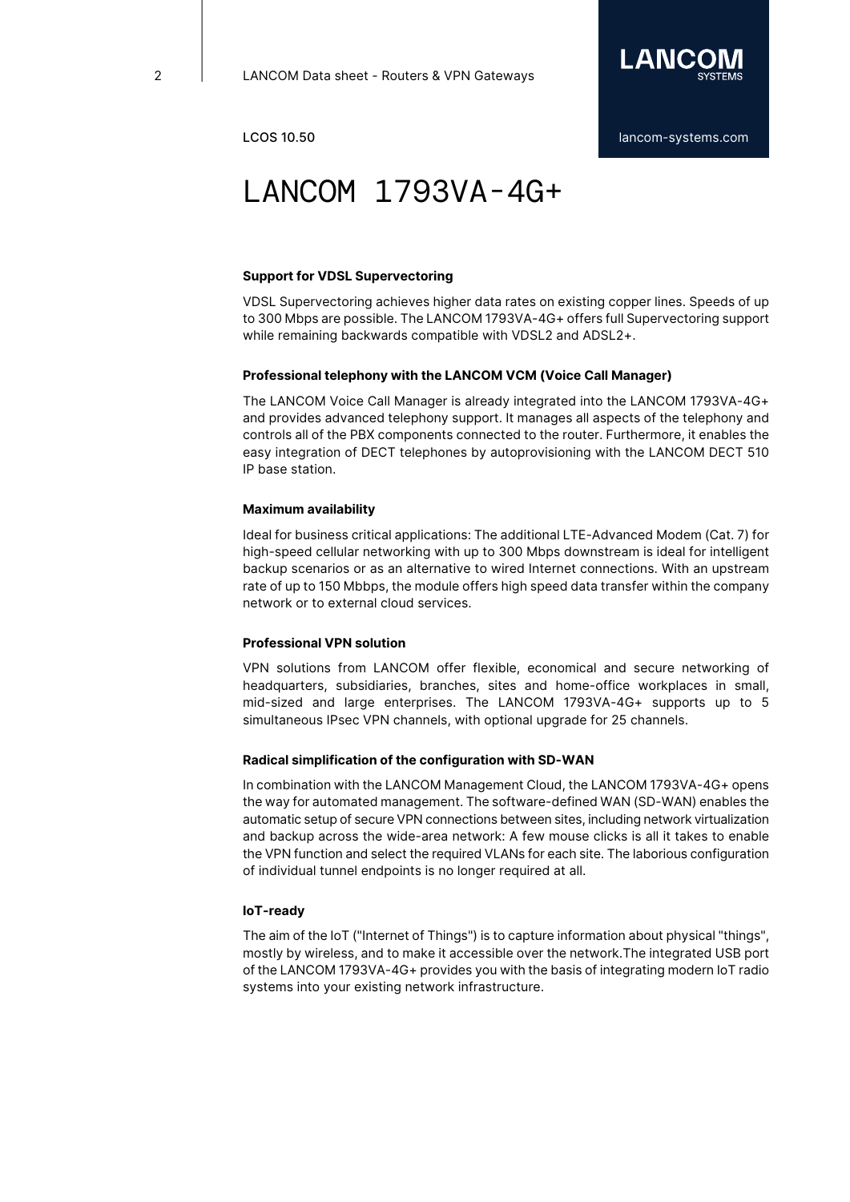# LANCOM 1793VA-4G+

### Support for VDSL Supervectoring

VDSL Supervectoring achieves higher data rates on existing copper lines. Speeds of up to 300 Mbps are possible. The LANCOM 1793VA-4G+ offers full Supervectoring support while remaining backwards compatible with VDSL2 and ADSL2+.

### Professional telephony with the LANCOM VCM (Voice Call Manager)

The LANCOM Voice Call Manager is already integrated into the LANCOM 1793VA-4G+ and provides advanced telephony support. It manages all aspects of the telephony and controls all of the PBX components connected to the router. Furthermore, it enables the easy integration of DECT telephones by autoprovisioning with the LANCOM DECT 510 IP base station.

### Maximum availability

Ideal for business critical applications: The additional LTE-Advanced Modem (Cat. 7) for high-speed cellular networking with up to 300 Mbps downstream is ideal for intelligent backup scenarios or as an alternative to wired Internet connections. With an upstream rate of up to 150 Mbbps, the module offers high speed data transfer within the company network or to external cloud services.

### Professional VPN solution

VPN solutions from LANCOM offer flexible, economical and secure networking of headquarters, subsidiaries, branches, sites and home-office workplaces in small, mid-sized and large enterprises. The LANCOM 1793VA-4G+ supports up to 5 simultaneous IPsec VPN channels, with optional upgrade for 25 channels.

### Radical simplification of the configuration with SD-WAN

In combination with the LANCOM Management Cloud, the LANCOM 1793VA-4G+ opens the way for automated management. The software-defined WAN (SD-WAN) enables the automatic setup of secure VPN connections between sites, including network virtualization and backup across the wide-area network: A few mouse clicks is all it takes to enable the VPN function and select the required VLANs for each site. The laborious configuration of individual tunnel endpoints is no longer required at all.

### IoT-ready

The aim of the IoT ("Internet of Things") is to capture information about physical "things", mostly by wireless, and to make it accessible over the network.The integrated USB port of the LANCOM 1793VA-4G+ provides you with the basis of integrating modern IoT radio systems into your existing network infrastructure.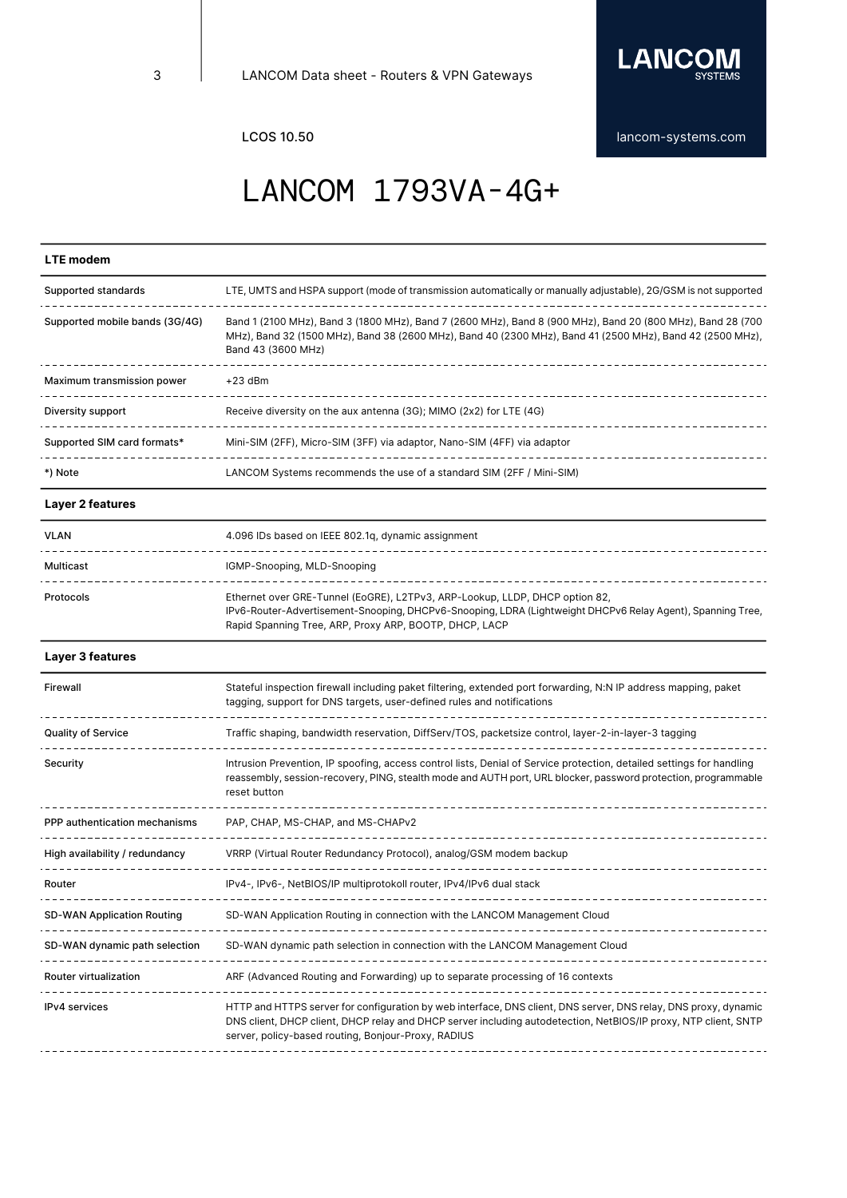# LANCOM 1793VA-4G+

| LTE modem | |
|---|---|
| Supported standards | LTE, UMTS and HSPA support (mode of transmission automatically or manually adjustable), 2G/GSM is not supported |
| Supported mobile bands (3G/4G) | Band 1 (2100 MHz), Band 3 (1800 MHz), Band 7 (2600 MHz), Band 8 (900 MHz), Band 20 (800 MHz), Band 28 (700 MHz), Band 32 (1500 MHz), Band 38 (2600 MHz), Band 40 (2300 MHz), Band 41 (2500 MHz), Band 42 (2500 MHz), Band 43 (3600 MHz) |
| Maximum transmission power | +23 dBm |
| Diversity support | Receive diversity on the aux antenna (3G); MIMO (2x2) for LTE (4G) |
| Supported SIM card formats* | Mini-SIM (2FF), Micro-SIM (3FF) via adaptor, Nano-SIM (4FF) via adaptor |
| *) Note | LANCOM Systems recommends the use of a standard SIM (2FF / Mini-SIM) |

| Layer 2 features | |
|---|---|
| VLAN | 4.096 IDs based on IEEE 802.1q, dynamic assignment |
| Multicast | IGMP-Snooping, MLD-Snooping |
| Protocols | Ethernet over GRE-Tunnel (EoGRE), L2TPv3, ARP-Lookup, LLDP, DHCP option 82, IPv6-Router-Advertisement-Snooping, DHCPv6-Snooping, LDRA (Lightweight DHCPv6 Relay Agent), Spanning Tree, Rapid Spanning Tree, ARP, Proxy ARP, BOOTP, DHCP, LACP |

| Layer 3 features | |
|---|---|
| Firewall | Stateful inspection firewall including paket filtering, extended port forwarding, N:N IP address mapping, paket tagging, support for DNS targets, user-defined rules and notifications |
| Quality of Service | Traffic shaping, bandwidth reservation, DiffServ/TOS, packetsize control, layer-2-in-layer-3 tagging |
| Security | Intrusion Prevention, IP spoofing, access control lists, Denial of Service protection, detailed settings for handling reassembly, session-recovery, PING, stealth mode and AUTH port, URL blocker, password protection, programmable reset button |
| PPP authentication mechanisms | PAP, CHAP, MS-CHAP, and MS-CHAPv2 |
| High availability / redundancy | VRRP (Virtual Router Redundancy Protocol), analog/GSM modem backup |
| Router | IPv4-, IPv6-, NetBIOS/IP multiprotokoll router, IPv4/IPv6 dual stack |
| SD-WAN Application Routing | SD-WAN Application Routing in connection with the LANCOM Management Cloud |
| SD-WAN dynamic path selection | SD-WAN dynamic path selection in connection with the LANCOM Management Cloud |
| Router virtualization | ARF (Advanced Routing and Forwarding) up to separate processing of 16 contexts |
| IPv4 services | HTTP and HTTPS server for configuration by web interface, DNS client, DNS server, DNS relay, DNS proxy, dynamic DNS client, DHCP client, DHCP relay and DHCP server including autodetection, NetBIOS/IP proxy, NTP client, SNTP server, policy-based routing, Bonjour-Proxy, RADIUS |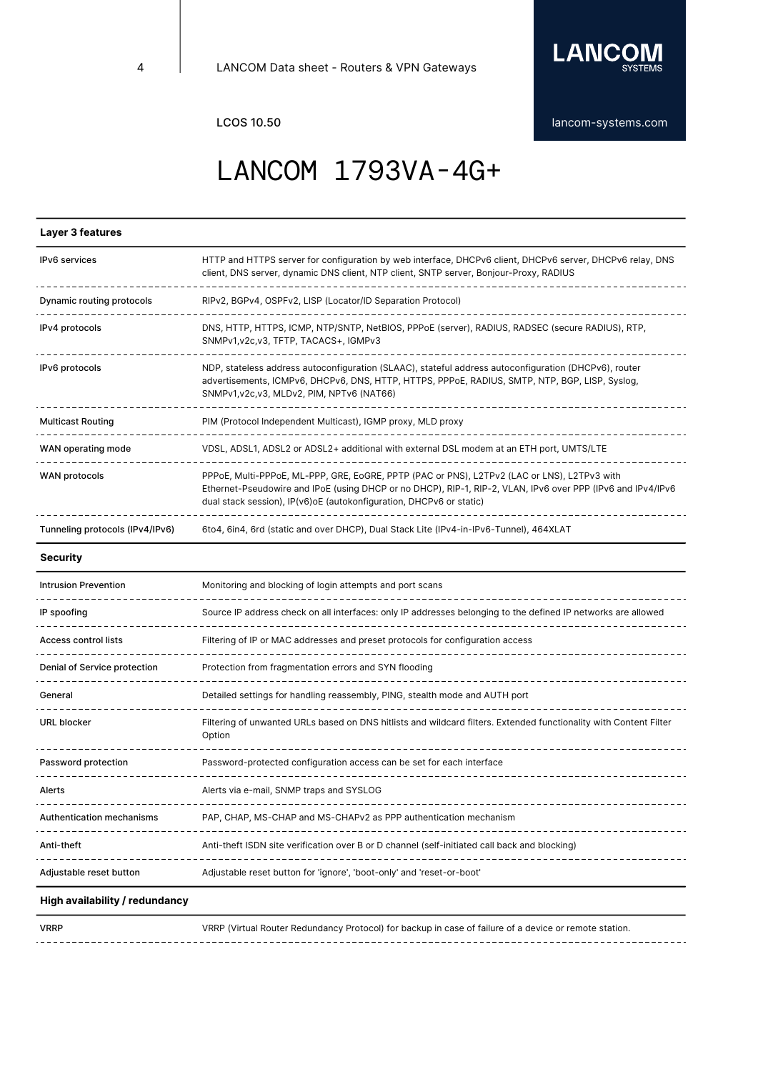# LANCOM 1793VA-4G+

| Layer 3 features | |
|---|---|
| IPv6 services | HTTP and HTTPS server for configuration by web interface, DHCPv6 client, DHCPv6 server, DHCPv6 relay, DNS client, DNS server, dynamic DNS client, NTP client, SNTP server, Bonjour-Proxy, RADIUS |
| Dynamic routing protocols | RIPv2, BGPv4, OSPFv2, LISP (Locator/ID Separation Protocol) |
| IPv4 protocols | DNS, HTTP, HTTPS, ICMP, NTP/SNTP, NetBIOS, PPPoE (server), RADIUS, RADSEC (secure RADIUS), RTP, SNMPv1,v2c,v3, TFTP, TACACS+, IGMPv3 |
| IPv6 protocols | NDP, stateless address autoconfiguration (SLAAC), stateful address autoconfiguration (DHCPv6), router advertisements, ICMPv6, DHCPv6, DNS, HTTP, HTTPS, PPPoE, RADIUS, SMTP, NTP, BGP, LISP, Syslog, SNMPv1,v2c,v3, MLDv2, PIM, NPTv6 (NAT66) |
| Multicast Routing | PIM (Protocol Independent Multicast), IGMP proxy, MLD proxy |
| WAN operating mode | VDSL, ADSL1, ADSL2 or ADSL2+ additional with external DSL modem at an ETH port, UMTS/LTE |
| WAN protocols | PPPoE, Multi-PPPoE, ML-PPP, GRE, EoGRE, PPTP (PAC or PNS), L2TPv2 (LAC or LNS), L2TPv3 with Ethernet-Pseudowire and IPoE (using DHCP or no DHCP), RIP-1, RIP-2, VLAN, IPv6 over PPP (IPv6 and IPv4/IPv6 dual stack session), IP(v6)oE (autokonfiguration, DHCPv6 or static) |
| Tunneling protocols (IPv4/IPv6) | 6to4, 6in4, 6rd (static and over DHCP), Dual Stack Lite (IPv4-in-IPv6-Tunnel), 464XLAT |

| Security | |
|---|---|
| Intrusion Prevention | Monitoring and blocking of login attempts and port scans |
| IP spoofing | Source IP address check on all interfaces: only IP addresses belonging to the defined IP networks are allowed |
| Access control lists | Filtering of IP or MAC addresses and preset protocols for configuration access |
| Denial of Service protection | Protection from fragmentation errors and SYN flooding |
| General | Detailed settings for handling reassembly, PING, stealth mode and AUTH port |
| URL blocker | Filtering of unwanted URLs based on DNS hitlists and wildcard filters. Extended functionality with Content Filter Option |
| Password protection | Password-protected configuration access can be set for each interface |
| Alerts | Alerts via e-mail, SNMP traps and SYSLOG |
| Authentication mechanisms | PAP, CHAP, MS-CHAP and MS-CHAPv2 as PPP authentication mechanism |
| Anti-theft | Anti-theft ISDN site verification over B or D channel (self-initiated call back and blocking) |
| Adjustable reset button | Adjustable reset button for 'ignore', 'boot-only' and 'reset-or-boot' |

| High availability / redundancy | |
|---|---|
| VRRP | VRRP (Virtual Router Redundancy Protocol) for backup in case of failure of a device or remote station. |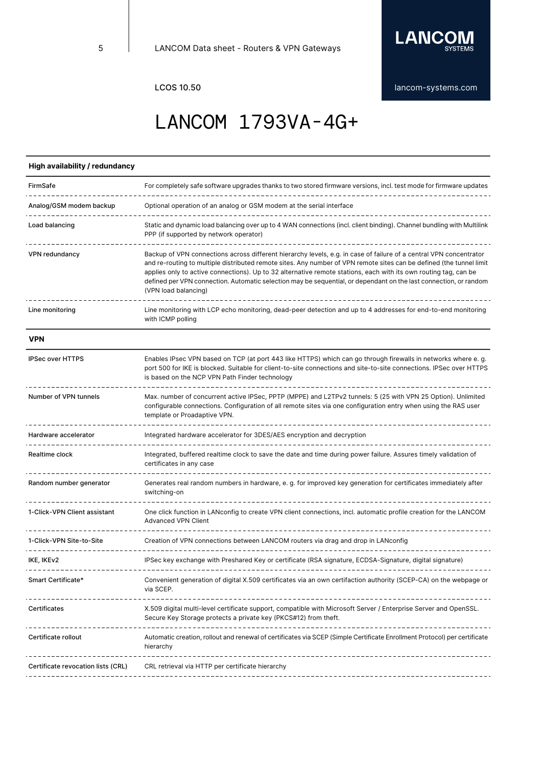# LANCOM 1793VA-4G+

LCOS 10.50

| High availability / redundancy | |
|---|---|
| FirmSafe | For completely safe software upgrades thanks to two stored firmware versions, incl. test mode for firmware updates |
| Analog/GSM modem backup | Optional operation of an analog or GSM modem at the serial interface |
| Load balancing | Static and dynamic load balancing over up to 4 WAN connections (incl. client binding). Channel bundling with Multilink PPP (if supported by network operator) |
| VPN redundancy | Backup of VPN connections across different hierarchy levels, e.g. in case of failure of a central VPN concentrator and re-routing to multiple distributed remote sites. Any number of VPN remote sites can be defined (the tunnel limit applies only to active connections). Up to 32 alternative remote stations, each with its own routing tag, can be defined per VPN connection. Automatic selection may be sequential, or dependant on the last connection, or random (VPN load balancing) |
| Line monitoring | Line monitoring with LCP echo monitoring, dead-peer detection and up to 4 addresses for end-to-end monitoring with ICMP polling |

| VPN | |
|---|---|
| IPSec over HTTPS | Enables IPsec VPN based on TCP (at port 443 like HTTPS) which can go through firewalls in networks where e. g. port 500 for IKE is blocked. Suitable for client-to-site connections and site-to-site connections. IPSec over HTTPS is based on the NCP VPN Path Finder technology |
| Number of VPN tunnels | Max. number of concurrent active IPSec, PPTP (MPPE) and L2TPv2 tunnels: 5 (25 with VPN 25 Option). Unlimited configurable connections. Configuration of all remote sites via one configuration entry when using the RAS user template or Proadaptive VPN. |
| Hardware accelerator | Integrated hardware accelerator for 3DES/AES encryption and decryption |
| Realtime clock | Integrated, buffered realtime clock to save the date and time during power failure. Assures timely validation of certificates in any case |
| Random number generator | Generates real random numbers in hardware, e. g. for improved key generation for certificates immediately after switching-on |
| 1-Click-VPN Client assistant | One click function in LANconfig to create VPN client connections, incl. automatic profile creation for the LANCOM Advanced VPN Client |
| 1-Click-VPN Site-to-Site | Creation of VPN connections between LANCOM routers via drag and drop in LANconfig |
| IKE, IKEv2 | IPSec key exchange with Preshared Key or certificate (RSA signature, ECDSA-Signature, digital signature) |
| Smart Certificate* | Convenient generation of digital X.509 certificates via an own certifaction authority (SCEP-CA) on the webpage or via SCEP. |
| Certificates | X.509 digital multi-level certificate support, compatible with Microsoft Server / Enterprise Server and OpenSSL. Secure Key Storage protects a private key (PKCS#12) from theft. |
| Certificate rollout | Automatic creation, rollout and renewal of certificates via SCEP (Simple Certificate Enrollment Protocol) per certificate hierarchy |
| Certificate revocation lists (CRL) | CRL retrieval via HTTP per certificate hierarchy |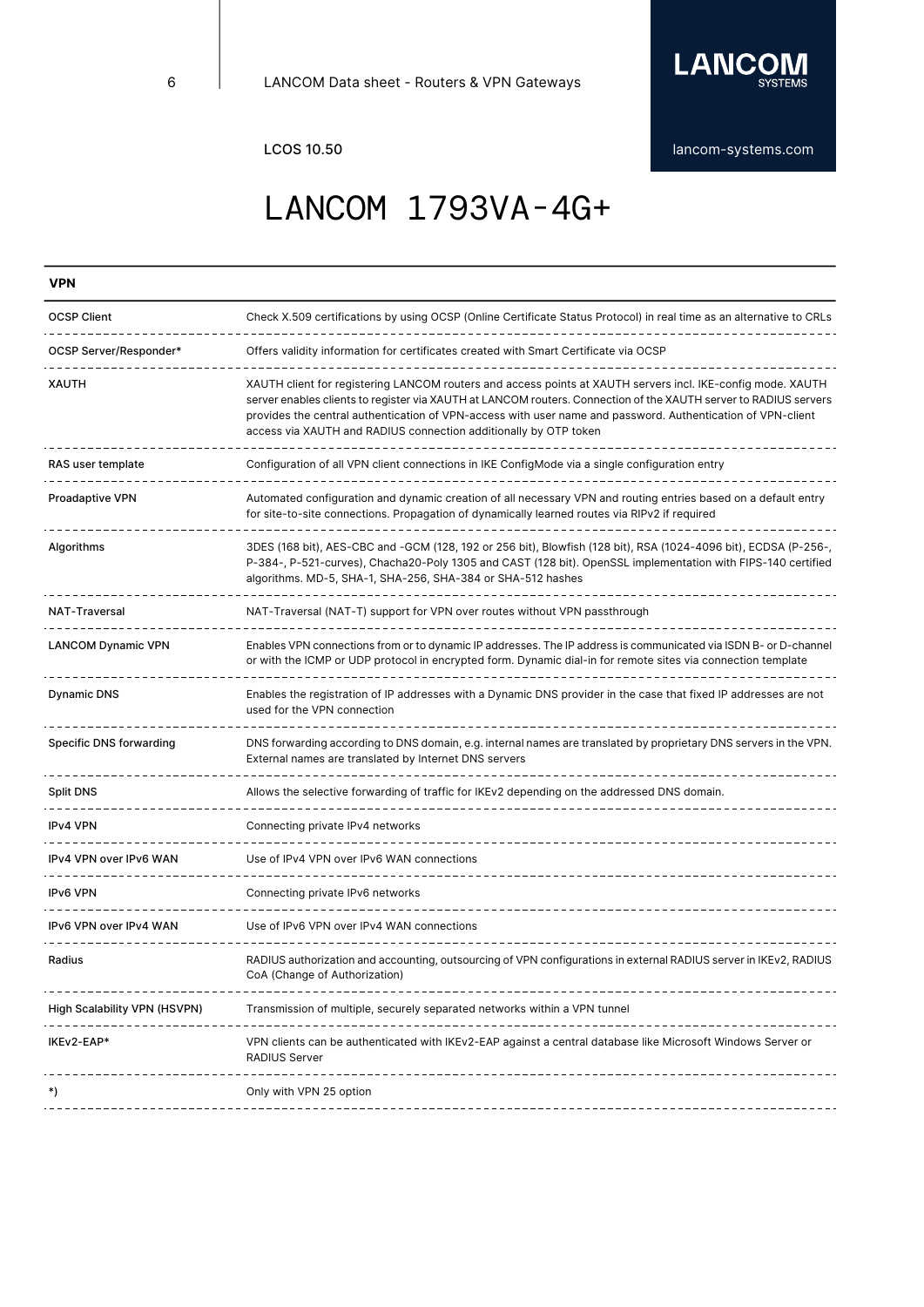LCOS 10.50

# LANCOM 1793VA-4G+

| VPN | |
|---|---|
| OCSP Client | Check X.509 certifications by using OCSP (Online Certificate Status Protocol) in real time as an alternative to CRLs |
| OCSP Server/Responder* | Offers validity information for certificates created with Smart Certificate via OCSP |
| XAUTH | XAUTH client for registering LANCOM routers and access points at XAUTH servers incl. IKE-config mode. XAUTH server enables clients to register via XAUTH at LANCOM routers. Connection of the XAUTH server to RADIUS servers provides the central authentication of VPN-access with user name and password. Authentication of VPN-client access via XAUTH and RADIUS connection additionally by OTP token |
| RAS user template | Configuration of all VPN client connections in IKE ConfigMode via a single configuration entry |
| Proadaptive VPN | Automated configuration and dynamic creation of all necessary VPN and routing entries based on a default entry for site-to-site connections. Propagation of dynamically learned routes via RIPv2 if required |
| Algorithms | 3DES (168 bit), AES-CBC and -GCM (128, 192 or 256 bit), Blowfish (128 bit), RSA (1024-4096 bit), ECDSA (P-256-, P-384-, P-521-curves), Chacha20-Poly 1305 and CAST (128 bit). OpenSSL implementation with FIPS-140 certified algorithms. MD-5, SHA-1, SHA-256, SHA-384 or SHA-512 hashes |
| NAT-Traversal | NAT-Traversal (NAT-T) support for VPN over routes without VPN passthrough |
| LANCOM Dynamic VPN | Enables VPN connections from or to dynamic IP addresses. The IP address is communicated via ISDN B- or D-channel or with the ICMP or UDP protocol in encrypted form. Dynamic dial-in for remote sites via connection template |
| Dynamic DNS | Enables the registration of IP addresses with a Dynamic DNS provider in the case that fixed IP addresses are not used for the VPN connection |
| Specific DNS forwarding | DNS forwarding according to DNS domain, e.g. internal names are translated by proprietary DNS servers in the VPN. External names are translated by Internet DNS servers |
| Split DNS | Allows the selective forwarding of traffic for IKEv2 depending on the addressed DNS domain. |
| IPv4 VPN | Connecting private IPv4 networks |
| IPv4 VPN over IPv6 WAN | Use of IPv4 VPN over IPv6 WAN connections |
| IPv6 VPN | Connecting private IPv6 networks |
| IPv6 VPN over IPv4 WAN | Use of IPv6 VPN over IPv4 WAN connections |
| Radius | RADIUS authorization and accounting, outsourcing of VPN configurations in external RADIUS server in IKEv2, RADIUS CoA (Change of Authorization) |
| High Scalability VPN (HSVPN) | Transmission of multiple, securely separated networks within a VPN tunnel |
| IKEv2-EAP* | VPN clients can be authenticated with IKEv2-EAP against a central database like Microsoft Windows Server or RADIUS Server |
| *) | Only with VPN 25 option |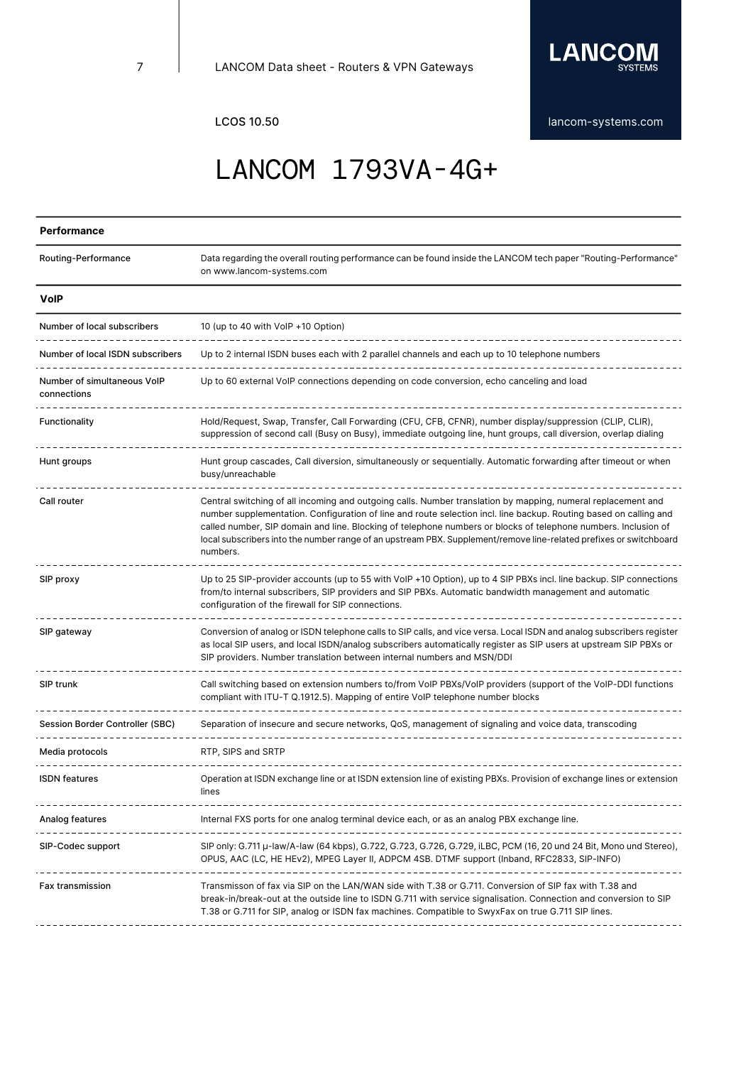# LANCOM 1793VA-4G+

| Performance | |
|---|---|
| Routing-Performance | Data regarding the overall routing performance can be found inside the LANCOM tech paper "Routing-Performance" on www.lancom-systems.com |

| VoIP | |
|---|---|
| Number of local subscribers | 10 (up to 40 with VoIP +10 Option) |
| Number of local ISDN subscribers | Up to 2 internal ISDN buses each with 2 parallel channels and each up to 10 telephone numbers |
| Number of simultaneous VoIP connections | Up to 60 external VoIP connections depending on code conversion, echo canceling and load |
| Functionality | Hold/Request, Swap, Transfer, Call Forwarding (CFU, CFB, CFNR), number display/suppression (CLIP, CLIR), suppression of second call (Busy on Busy), immediate outgoing line, hunt groups, call diversion, overlap dialing |
| Hunt groups | Hunt group cascades, Call diversion, simultaneously or sequentially. Automatic forwarding after timeout or when busy/unreachable |
| Call router | Central switching of all incoming and outgoing calls. Number translation by mapping, numeral replacement and number supplementation. Configuration of line and route selection incl. line backup. Routing based on calling and called number, SIP domain and line. Blocking of telephone numbers or blocks of telephone numbers. Inclusion of local subscribers into the number range of an upstream PBX. Supplement/remove line-related prefixes or switchboard numbers. |
| SIP proxy | Up to 25 SIP-provider accounts (up to 55 with VoIP +10 Option), up to 4 SIP PBXs incl. line backup. SIP connections from/to internal subscribers, SIP providers and SIP PBXs. Automatic bandwidth management and automatic configuration of the firewall for SIP connections. |
| SIP gateway | Conversion of analog or ISDN telephone calls to SIP calls, and vice versa. Local ISDN and analog subscribers register as local SIP users, and local ISDN/analog subscribers automatically register as SIP users at upstream SIP PBXs or SIP providers. Number translation between internal numbers and MSN/DDI |
| SIP trunk | Call switching based on extension numbers to/from VoIP PBXs/VoIP providers (support of the VoIP-DDI functions compliant with ITU-T Q.1912.5). Mapping of entire VoIP telephone number blocks |
| Session Border Controller (SBC) | Separation of insecure and secure networks, QoS, management of signaling and voice data, transcoding |
| Media protocols | RTP, SIPS and SRTP |
| ISDN features | Operation at ISDN exchange line or at ISDN extension line of existing PBXs. Provision of exchange lines or extension lines |
| Analog features | Internal FXS ports for one analog terminal device each, or as an analog PBX exchange line. |
| SIP-Codec support | SIP only: G.711 µ-law/A-law (64 kbps), G.722, G.723, G.726, G.729, iLBC, PCM (16, 20 und 24 Bit, Mono und Stereo), OPUS, AAC (LC, HE HEv2), MPEG Layer II, ADPCM 4SB. DTMF support (Inband, RFC2833, SIP-INFO) |
| Fax transmission | Transmisson of fax via SIP on the LAN/WAN side with T.38 or G.711. Conversion of SIP fax with T.38 and break-in/break-out at the outside line to ISDN G.711 with service signalisation. Connection and conversion to SIP T.38 or G.711 for SIP, analog or ISDN fax machines. Compatible to SwyxFax on true G.711 SIP lines. |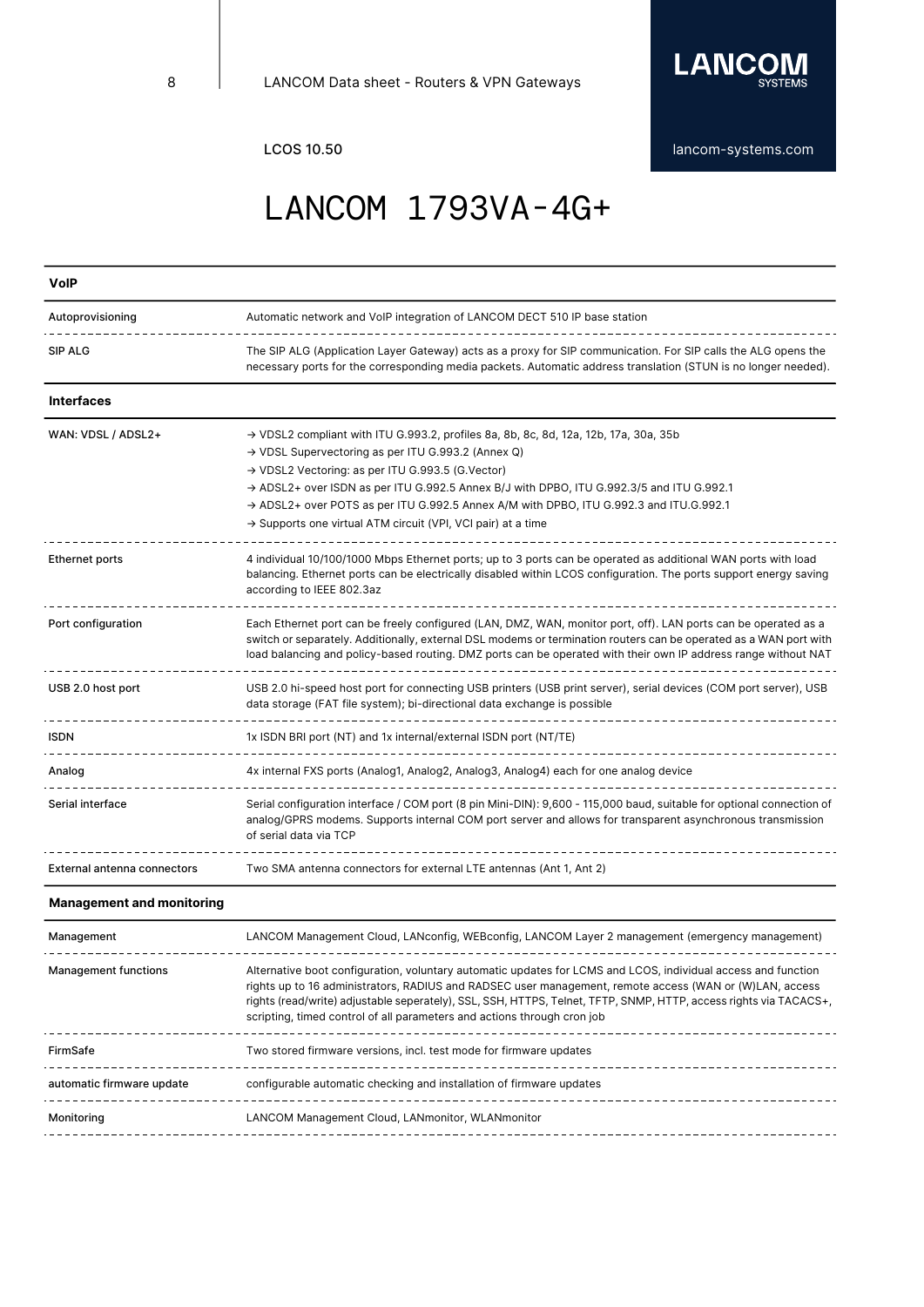# LANCOM 1793VA-4G+

| VoIP | |
|---|---|
| Autoprovisioning | Automatic network and VoIP integration of LANCOM DECT 510 IP base station |
| SIP ALG | The SIP ALG (Application Layer Gateway) acts as a proxy for SIP communication. For SIP calls the ALG opens the necessary ports for the corresponding media packets. Automatic address translation (STUN is no longer needed). |

| Interfaces | |
|---|---|
| WAN: VDSL / ADSL2+ | → VDSL2 compliant with ITU G.993.2, profiles 8a, 8b, 8c, 8d, 12a, 12b, 17a, 30a, 35b<br>→ VDSL Supervectoring as per ITU G.993.2 (Annex Q)<br>→ VDSL2 Vectoring: as per ITU G.993.5 (G.Vector)<br>→ ADSL2+ over ISDN as per ITU G.992.5 Annex B/J with DPBO, ITU G.992.3/5 and ITU G.992.1<br>→ ADSL2+ over POTS as per ITU G.992.5 Annex A/M with DPBO, ITU G.992.3 and ITU.G.992.1<br>→ Supports one virtual ATM circuit (VPI, VCI pair) at a time |
| Ethernet ports | 4 individual 10/100/1000 Mbps Ethernet ports; up to 3 ports can be operated as additional WAN ports with load balancing. Ethernet ports can be electrically disabled within LCOS configuration. The ports support energy saving according to IEEE 802.3az |
| Port configuration | Each Ethernet port can be freely configured (LAN, DMZ, WAN, monitor port, off). LAN ports can be operated as a switch or separately. Additionally, external DSL modems or termination routers can be operated as a WAN port with load balancing and policy-based routing. DMZ ports can be operated with their own IP address range without NAT |
| USB 2.0 host port | USB 2.0 hi-speed host port for connecting USB printers (USB print server), serial devices (COM port server), USB data storage (FAT file system); bi-directional data exchange is possible |
| ISDN | 1x ISDN BRI port (NT) and 1x internal/external ISDN port (NT/TE) |
| Analog | 4x internal FXS ports (Analog1, Analog2, Analog3, Analog4) each for one analog device |
| Serial interface | Serial configuration interface / COM port (8 pin Mini-DIN): 9,600 - 115,000 baud, suitable for optional connection of analog/GPRS modems. Supports internal COM port server and allows for transparent asynchronous transmission of serial data via TCP |
| External antenna connectors | Two SMA antenna connectors for external LTE antennas (Ant 1, Ant 2) |

| Management and monitoring | |
|---|---|
| Management | LANCOM Management Cloud, LANconfig, WEBconfig, LANCOM Layer 2 management (emergency management) |
| Management functions | Alternative boot configuration, voluntary automatic updates for LCMS and LCOS, individual access and function rights up to 16 administrators, RADIUS and RADSEC user management, remote access (WAN or (W)LAN, access rights (read/write) adjustable seperately), SSL, SSH, HTTPS, Telnet, TFTP, SNMP, HTTP, access rights via TACACS+, scripting, timed control of all parameters and actions through cron job |
| FirmSafe | Two stored firmware versions, incl. test mode for firmware updates |
| automatic firmware update | configurable automatic checking and installation of firmware updates |
| Monitoring | LANCOM Management Cloud, LANmonitor, WLANmonitor |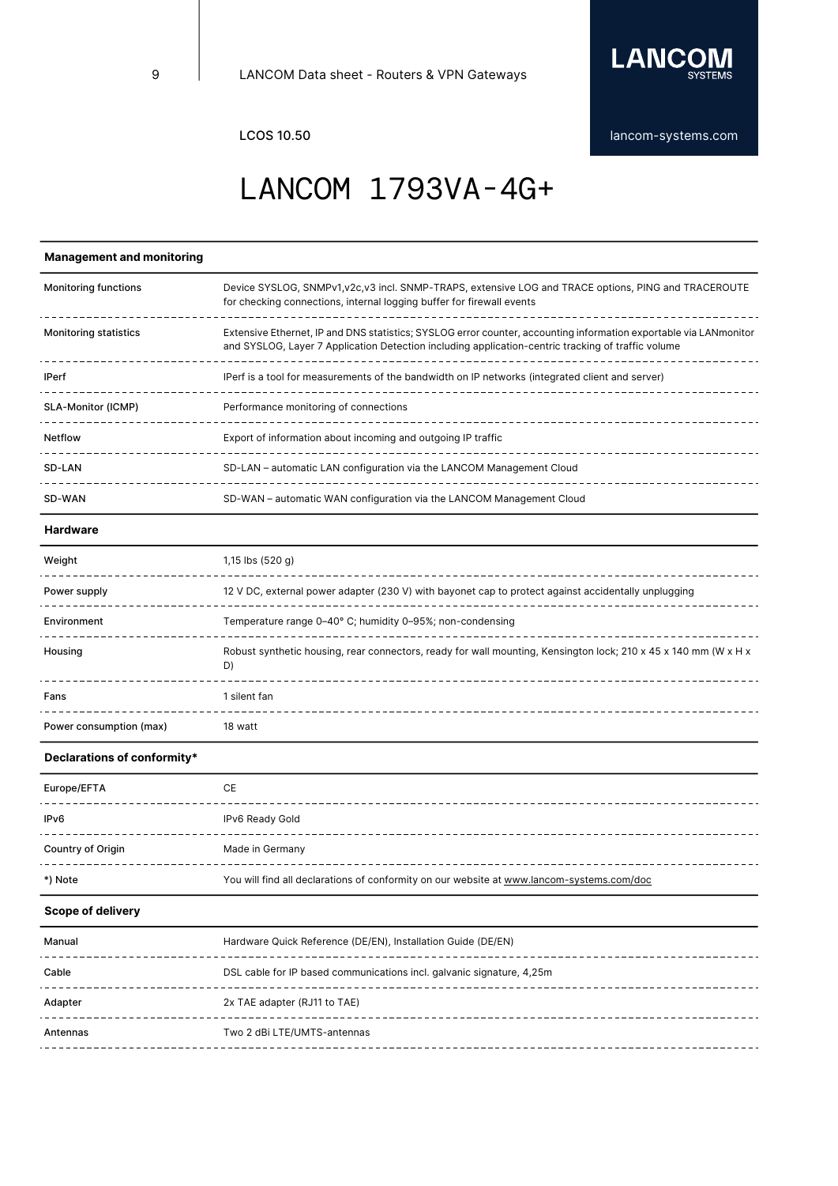# LANCOM 1793VA-4G+

| Management and monitoring | |
|---|---|
| Monitoring functions | Device SYSLOG, SNMPv1,v2c,v3 incl. SNMP-TRAPS, extensive LOG and TRACE options, PING and TRACEROUTE for checking connections, internal logging buffer for firewall events |
| Monitoring statistics | Extensive Ethernet, IP and DNS statistics; SYSLOG error counter, accounting information exportable via LANmonitor and SYSLOG, Layer 7 Application Detection including application-centric tracking of traffic volume |
| IPerf | IPerf is a tool for measurements of the bandwidth on IP networks (integrated client and server) |
| SLA-Monitor (ICMP) | Performance monitoring of connections |
| Netflow | Export of information about incoming and outgoing IP traffic |
| SD-LAN | SD-LAN – automatic LAN configuration via the LANCOM Management Cloud |
| SD-WAN | SD-WAN – automatic WAN configuration via the LANCOM Management Cloud |

| Hardware | |
|---|---|
| Weight | 1,15 lbs (520 g) |
| Power supply | 12 V DC, external power adapter (230 V) with bayonet cap to protect against accidentally unplugging |
| Environment | Temperature range 0–40° C; humidity 0–95%; non-condensing |
| Housing | Robust synthetic housing, rear connectors, ready for wall mounting, Kensington lock; 210 x 45 x 140 mm (W x H x D) |
| Fans | 1 silent fan |
| Power consumption (max) | 18 watt |

| Declarations of conformity* | |
|---|---|
| Europe/EFTA | CE |
| IPv6 | IPv6 Ready Gold |
| Country of Origin | Made in Germany |
| *) Note | You will find all declarations of conformity on our website at www.lancom-systems.com/doc |

| Scope of delivery | |
|---|---|
| Manual | Hardware Quick Reference (DE/EN), Installation Guide (DE/EN) |
| Cable | DSL cable for IP based communications incl. galvanic signature, 4,25m |
| Adapter | 2x TAE adapter (RJ11 to TAE) |
| Antennas | Two 2 dBi LTE/UMTS-antennas |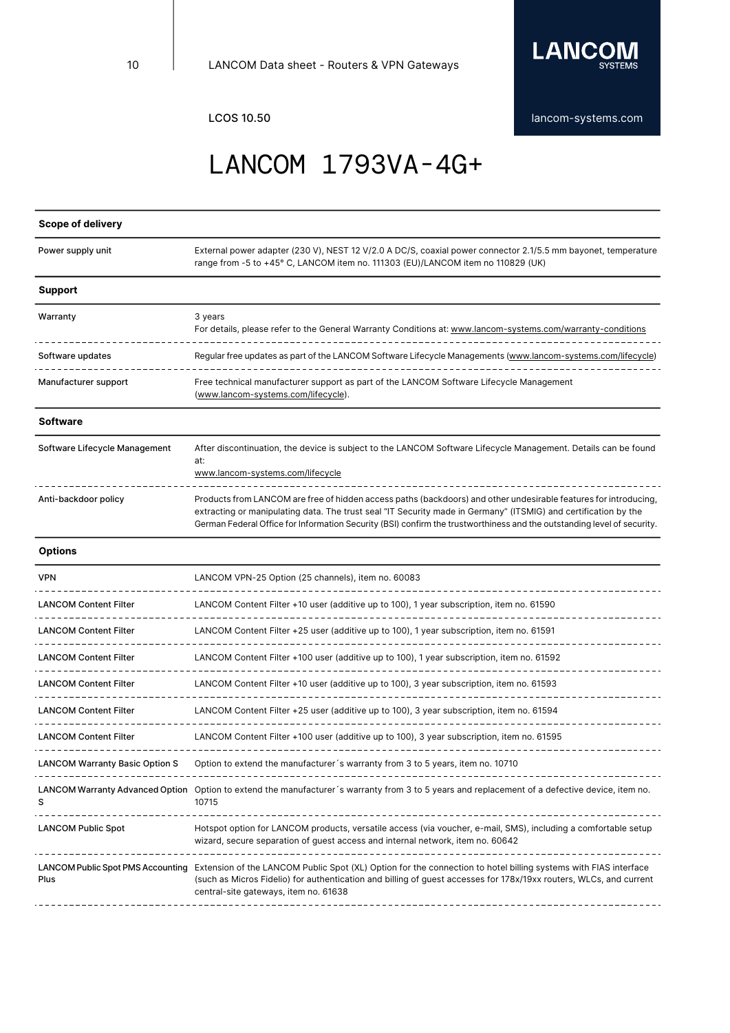LCOS 10.50

# LANCOM 1793VA-4G+

| Scope of delivery | |
|---|---|
| Power supply unit | External power adapter (230 V), NEST 12 V/2.0 A DC/S, coaxial power connector 2.1/5.5 mm bayonet, temperature range from -5 to +45° C, LANCOM item no. 111303 (EU)/LANCOM item no 110829 (UK) |

| Support | |
|---|---|
| Warranty | 3 years<br>For details, please refer to the General Warranty Conditions at: www.lancom-systems.com/warranty-conditions |
| Software updates | Regular free updates as part of the LANCOM Software Lifecycle Managements (www.lancom-systems.com/lifecycle) |
| Manufacturer support | Free technical manufacturer support as part of the LANCOM Software Lifecycle Management (www.lancom-systems.com/lifecycle). |

| Software | |
|---|---|
| Software Lifecycle Management | After discontinuation, the device is subject to the LANCOM Software Lifecycle Management. Details can be found at:<br>www.lancom-systems.com/lifecycle |
| Anti-backdoor policy | Products from LANCOM are free of hidden access paths (backdoors) and other undesirable features for introducing, extracting or manipulating data. The trust seal "IT Security made in Germany" (ITSMIG) and certification by the German Federal Office for Information Security (BSI) confirm the trustworthiness and the outstanding level of security. |

| Options | |
|---|---|
| VPN | LANCOM VPN-25 Option (25 channels), item no. 60083 |
| LANCOM Content Filter | LANCOM Content Filter +10 user (additive up to 100), 1 year subscription, item no. 61590 |
| LANCOM Content Filter | LANCOM Content Filter +25 user (additive up to 100), 1 year subscription, item no. 61591 |
| LANCOM Content Filter | LANCOM Content Filter +100 user (additive up to 100), 1 year subscription, item no. 61592 |
| LANCOM Content Filter | LANCOM Content Filter +10 user (additive up to 100), 3 year subscription, item no. 61593 |
| LANCOM Content Filter | LANCOM Content Filter +25 user (additive up to 100), 3 year subscription, item no. 61594 |
| LANCOM Content Filter | LANCOM Content Filter +100 user (additive up to 100), 3 year subscription, item no. 61595 |
| LANCOM Warranty Basic Option S | Option to extend the manufacturer´s warranty from 3 to 5 years, item no. 10710 |
| LANCOM Warranty Advanced Option S | Option to extend the manufacturer´s warranty from 3 to 5 years and replacement of a defective device, item no. 10715 |
| LANCOM Public Spot | Hotspot option for LANCOM products, versatile access (via voucher, e-mail, SMS), including a comfortable setup wizard, secure separation of guest access and internal network, item no. 60642 |
| LANCOM Public Spot PMS Accounting Plus | Extension of the LANCOM Public Spot (XL) Option for the connection to hotel billing systems with FIAS interface (such as Micros Fidelio) for authentication and billing of guest accesses for 178x/19xx routers, WLCs, and current central-site gateways, item no. 61638 |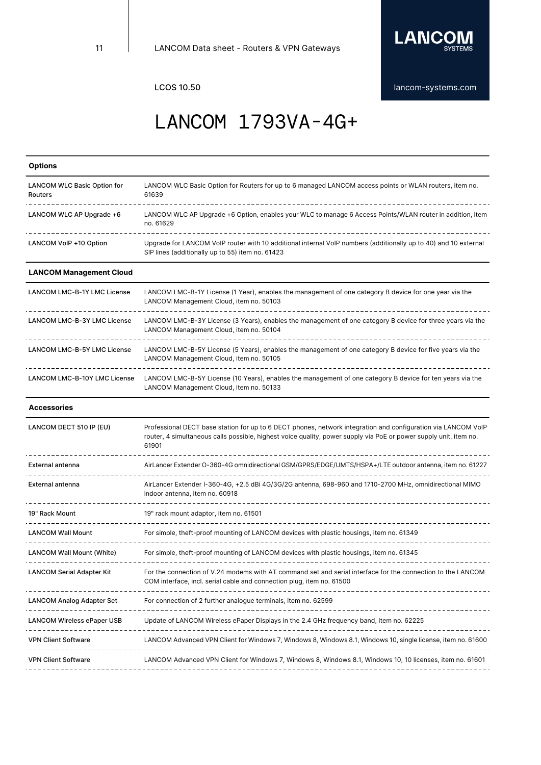# LANCOM 1793VA-4G+

| Options | |
|---|---|
| LANCOM WLC Basic Option for Routers | LANCOM WLC Basic Option for Routers for up to 6 managed LANCOM access points or WLAN routers, item no. 61639 |
| LANCOM WLC AP Upgrade +6 | LANCOM WLC AP Upgrade +6 Option, enables your WLC to manage 6 Access Points/WLAN router in addition, item no. 61629 |
| LANCOM VoIP +10 Option | Upgrade for LANCOM VoIP router with 10 additional internal VoIP numbers (additionally up to 40) and 10 external SIP lines (additionally up to 55) item no. 61423 |
| **LANCOM Management Cloud** | |
| LANCOM LMC-B-1Y LMC License | LANCOM LMC-B-1Y License (1 Year), enables the management of one category B device for one year via the LANCOM Management Cloud, item no. 50103 |
| LANCOM LMC-B-3Y LMC License | LANCOM LMC-B-3Y License (3 Years), enables the management of one category B device for three years via the LANCOM Management Cloud, item no. 50104 |
| LANCOM LMC-B-5Y LMC License | LANCOM LMC-B-5Y License (5 Years), enables the management of one category B device for five years via the LANCOM Management Cloud, item no. 50105 |
| LANCOM LMC-B-10Y LMC License | LANCOM LMC-B-5Y License (10 Years), enables the management of one category B device for ten years via the LANCOM Management Cloud, item no. 50133 |
| **Accessories** | |
| LANCOM DECT 510 IP (EU) | Professional DECT base station for up to 6 DECT phones, network integration and configuration via LANCOM VoIP router, 4 simultaneous calls possible, highest voice quality, power supply via PoE or power supply unit, item no. 61901 |
| External antenna | AirLancer Extender O-360-4G omnidirectional GSM/GPRS/EDGE/UMTS/HSPA+/LTE outdoor antenna, item no. 61227 |
| External antenna | AirLancer Extender I-360-4G, +2.5 dBi 4G/3G/2G antenna, 698-960 and 1710-2700 MHz, omnidirectional MIMO indoor antenna, item no. 60918 |
| 19" Rack Mount | 19" rack mount adaptor, item no. 61501 |
| LANCOM Wall Mount | For simple, theft-proof mounting of LANCOM devices with plastic housings, item no. 61349 |
| LANCOM Wall Mount (White) | For simple, theft-proof mounting of LANCOM devices with plastic housings, item no. 61345 |
| LANCOM Serial Adapter Kit | For the connection of V.24 modems with AT command set and serial interface for the connection to the LANCOM COM interface, incl. serial cable and connection plug, item no. 61500 |
| LANCOM Analog Adapter Set | For connection of 2 further analogue terminals, item no. 62599 |
| LANCOM Wireless ePaper USB | Update of LANCOM Wireless ePaper Displays in the 2.4 GHz frequency band, item no. 62225 |
| VPN Client Software | LANCOM Advanced VPN Client for Windows 7, Windows 8, Windows 8.1, Windows 10, single license, item no. 61600 |
| VPN Client Software | LANCOM Advanced VPN Client for Windows 7, Windows 8, Windows 8.1, Windows 10, 10 licenses, item no. 61601 |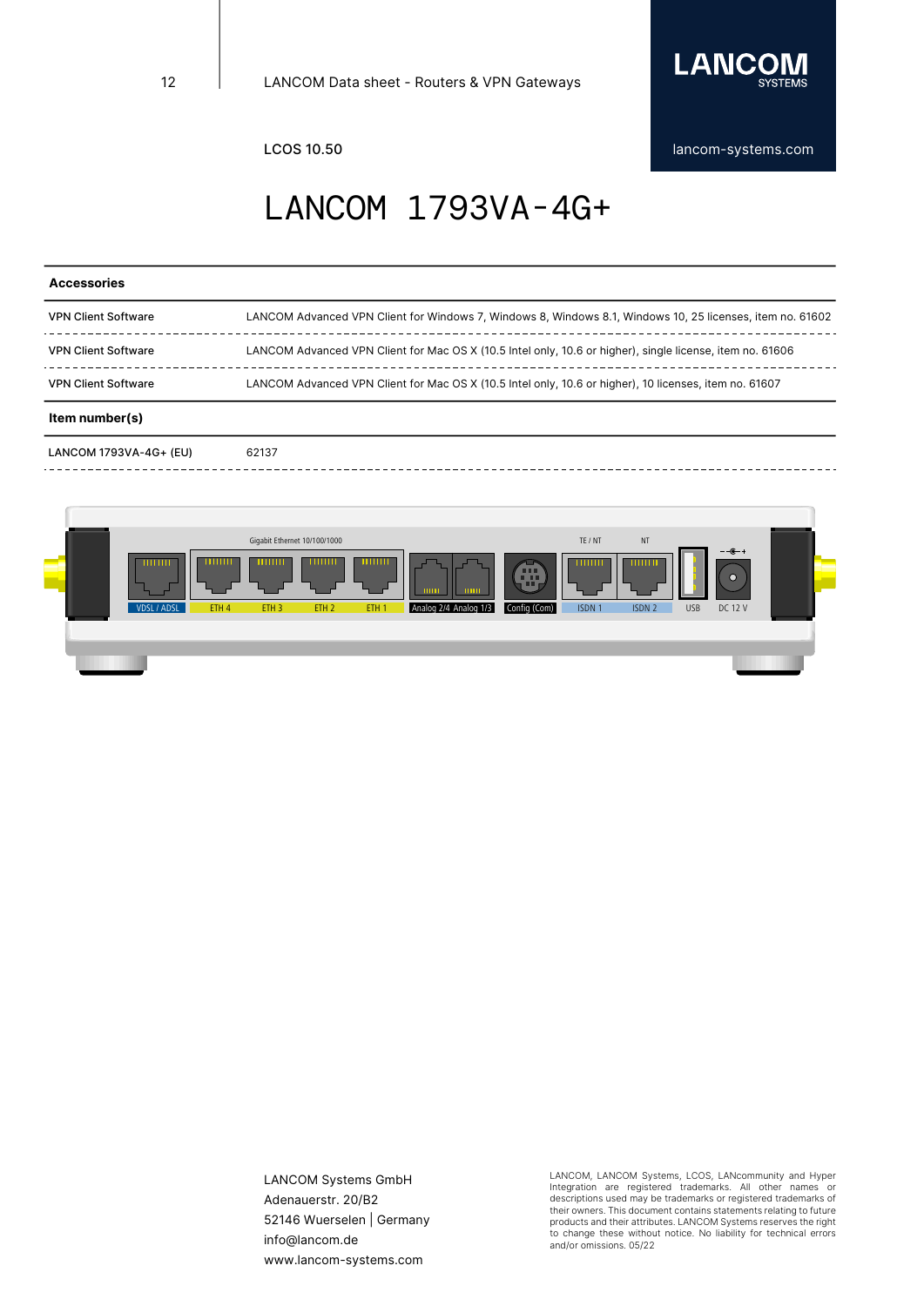# LANCOM 1793VA-4G+

| Accessories | |
|---|---|
| VPN Client Software | LANCOM Advanced VPN Client for Windows 7, Windows 8, Windows 8.1, Windows 10, 25 licenses, item no. 61602 |
| VPN Client Software | LANCOM Advanced VPN Client for Mac OS X (10.5 Intel only, 10.6 or higher), single license, item no. 61606 |
| VPN Client Software | LANCOM Advanced VPN Client for Mac OS X (10.5 Intel only, 10.6 or higher), 10 licenses, item no. 61607 |

| Item number(s) | |
|---|---|
| LANCOM 1793VA-4G+ (EU) | 62137 |

Gigabit Ethernet 10/100/1000

VDSL / ADSL ETH 4 ETH 3 ETH 2 ETH 1 Analog 2/4 Analog 1/3 Config (Com) TE / NT NT ISDN 1 ISDN 2 USB DC 12 V

LANCOM Systems GmbH
Adenauerstr. 20/B2
52146 Wuerselen | Germany
info@lancom.de
www.lancom-systems.com

LANCOM, LANCOM Systems, LCOS, LANcommunity and Hyper Integration are registered trademarks. All other names or descriptions used may be trademarks or registered trademarks of their owners. This document contains statements relating to future products and their attributes. LANCOM Systems reserves the right to change these without notice. No liability for technical errors and/or omissions. 05/22